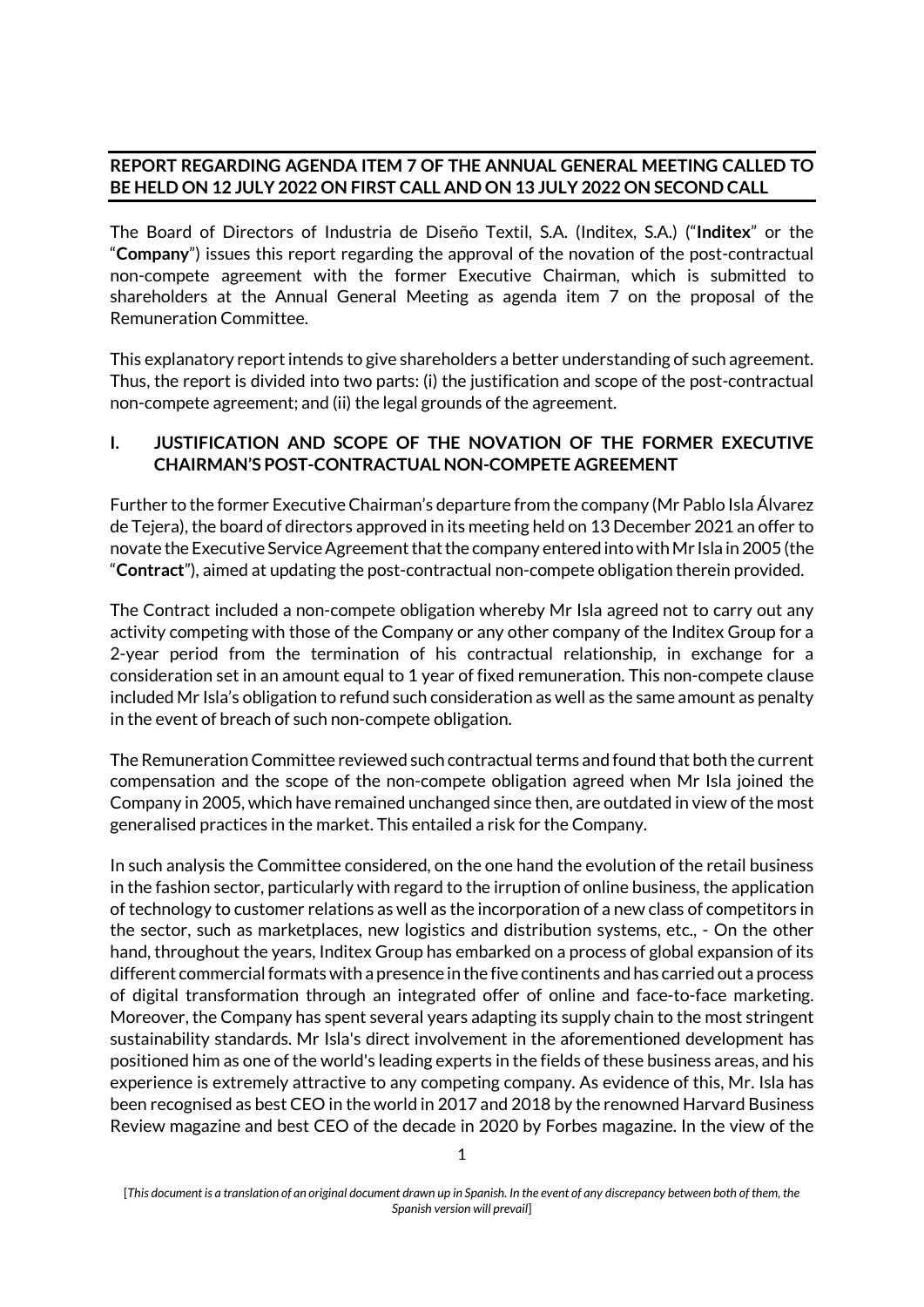**REPORT REGARDING AGENDA ITEM 7 OF THE ANNUAL GENERAL MEETING CALLED TO BE HELD ON 12 JULY 2022 ON FIRST CALL AND ON 13 JULY 2022 ON SECOND CALL**

The Board of Directors of Industria de Diseño Textil, S.A. (Inditex, S.A.) ("**Inditex**" or the "**Company**") issues this report regarding the approval of the novation of the post-contractual non-compete agreement with the former Executive Chairman, which is submitted to shareholders at the Annual General Meeting as agenda item 7 on the proposal of the Remuneration Committee.

This explanatory report intends to give shareholders a better understanding of such agreement. Thus, the report is divided into two parts: (i) the justification and scope of the post-contractual non-compete agreement; and (ii) the legal grounds of the agreement.

## I. JUSTIFICATION AND SCOPE OF THE NOVATION OF THE FORMER EXECUTIVE CHAIRMAN'S POST-CONTRACTUAL NON-COMPETE AGREEMENT

Further to the former Executive Chairman's departure from the company (Mr Pablo Isla Álvarez de Tejera), the board of directors approved in its meeting held on 13 December 2021 an offer to novate the Executive Service Agreement that the company entered into with Mr Isla in 2005 (the "**Contract**"), aimed at updating the post-contractual non-compete obligation therein provided.

The Contract included a non-compete obligation whereby Mr Isla agreed not to carry out any activity competing with those of the Company or any other company of the Inditex Group for a 2-year period from the termination of his contractual relationship, in exchange for a consideration set in an amount equal to 1 year of fixed remuneration. This non-compete clause included Mr Isla's obligation to refund such consideration as well as the same amount as penalty in the event of breach of such non-compete obligation.

The Remuneration Committee reviewed such contractual terms and found that both the current compensation and the scope of the non-compete obligation agreed when Mr Isla joined the Company in 2005, which have remained unchanged since then, are outdated in view of the most generalised practices in the market. This entailed a risk for the Company.

In such analysis the Committee considered, on the one hand the evolution of the retail business in the fashion sector, particularly with regard to the irruption of online business, the application of technology to customer relations as well as the incorporation of a new class of competitors in the sector, such as marketplaces, new logistics and distribution systems, etc., - On the other hand, throughout the years, Inditex Group has embarked on a process of global expansion of its different commercial formats with a presence in the five continents and has carried out a process of digital transformation through an integrated offer of online and face-to-face marketing. Moreover, the Company has spent several years adapting its supply chain to the most stringent sustainability standards. Mr Isla's direct involvement in the aforementioned development has positioned him as one of the world's leading experts in the fields of these business areas, and his experience is extremely attractive to any competing company. As evidence of this, Mr. Isla has been recognised as best CEO in the world in 2017 and 2018 by the renowned Harvard Business Review magazine and best CEO of the decade in 2020 by Forbes magazine. In the view of the

[*This document is a translation of an original document drawn up in Spanish. In the event of any discrepancy between both of them, the Spanish version will prevail*]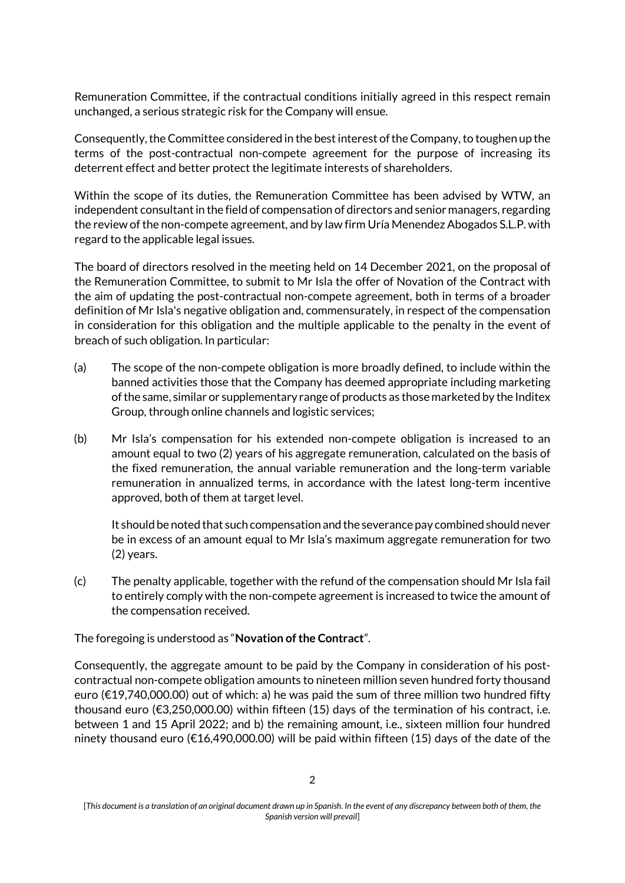Remuneration Committee, if the contractual conditions initially agreed in this respect remain unchanged, a serious strategic risk for the Company will ensue.

Consequently, the Committee considered in the best interest of the Company, to toughen up the terms of the post-contractual non-compete agreement for the purpose of increasing its deterrent effect and better protect the legitimate interests of shareholders.

Within the scope of its duties, the Remuneration Committee has been advised by WTW, an independent consultant in the field of compensation of directors and senior managers, regarding the review of the non-compete agreement, and by law firm Uría Menendez Abogados S.L.P. with regard to the applicable legal issues.

The board of directors resolved in the meeting held on 14 December 2021, on the proposal of the Remuneration Committee, to submit to Mr Isla the offer of Novation of the Contract with the aim of updating the post-contractual non-compete agreement, both in terms of a broader definition of Mr Isla's negative obligation and, commensurately, in respect of the compensation in consideration for this obligation and the multiple applicable to the penalty in the event of breach of such obligation. In particular:

(a) The scope of the non-compete obligation is more broadly defined, to include within the banned activities those that the Company has deemed appropriate including marketing of the same, similar or supplementary range of products as those marketed by the Inditex Group, through online channels and logistic services;

(b) Mr Isla's compensation for his extended non-compete obligation is increased to an amount equal to two (2) years of his aggregate remuneration, calculated on the basis of the fixed remuneration, the annual variable remuneration and the long-term variable remuneration in annualized terms, in accordance with the latest long-term incentive approved, both of them at target level.

    It should be noted that such compensation and the severance pay combined should never be in excess of an amount equal to Mr Isla's maximum aggregate remuneration for two (2) years.

(c) The penalty applicable, together with the refund of the compensation should Mr Isla fail to entirely comply with the non-compete agreement is increased to twice the amount of the compensation received.

The foregoing is understood as "**Novation of the Contract**".

Consequently, the aggregate amount to be paid by the Company in consideration of his post-contractual non-compete obligation amounts to nineteen million seven hundred forty thousand euro (€19,740,000.00) out of which: a) he was paid the sum of three million two hundred fifty thousand euro (€3,250,000.00) within fifteen (15) days of the termination of his contract, i.e. between 1 and 15 April 2022; and b) the remaining amount, i.e., sixteen million four hundred ninety thousand euro (€16,490,000.00) will be paid within fifteen (15) days of the date of the

[*This document is a translation of an original document drawn up in Spanish. In the event of any discrepancy between both of them, the Spanish version will prevail*]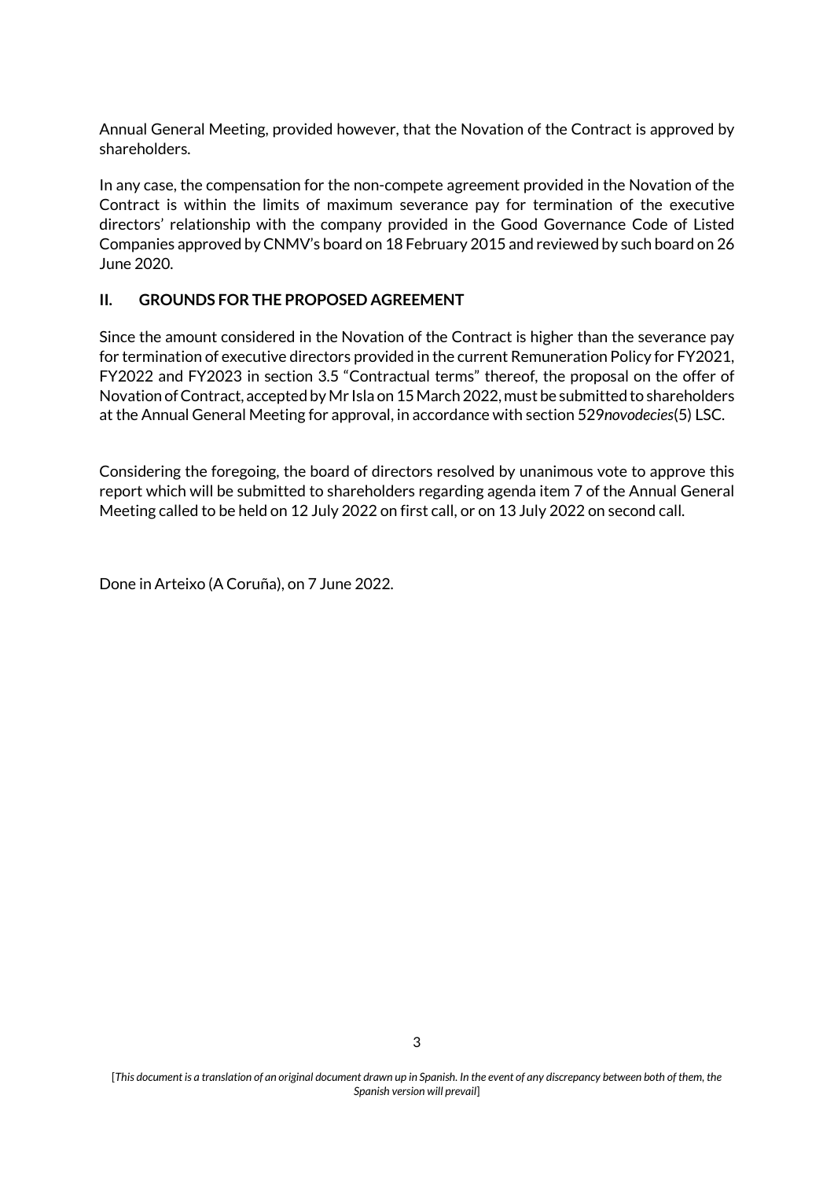Annual General Meeting, provided however, that the Novation of the Contract is approved by shareholders.

In any case, the compensation for the non-compete agreement provided in the Novation of the Contract is within the limits of maximum severance pay for termination of the executive directors' relationship with the company provided in the Good Governance Code of Listed Companies approved by CNMV's board on 18 February 2015 and reviewed by such board on 26 June 2020.

## II. GROUNDS FOR THE PROPOSED AGREEMENT

Since the amount considered in the Novation of the Contract is higher than the severance pay for termination of executive directors provided in the current Remuneration Policy for FY2021, FY2022 and FY2023 in section 3.5 "Contractual terms" thereof, the proposal on the offer of Novation of Contract, accepted by Mr Isla on 15 March 2022, must be submitted to shareholders at the Annual General Meeting for approval, in accordance with section 529*novodecies*(5) LSC.

Considering the foregoing, the board of directors resolved by unanimous vote to approve this report which will be submitted to shareholders regarding agenda item 7 of the Annual General Meeting called to be held on 12 July 2022 on first call, or on 13 July 2022 on second call.

Done in Arteixo (A Coruña), on 7 June 2022.

[*This document is a translation of an original document drawn up in Spanish. In the event of any discrepancy between both of them, the Spanish version will prevail*]